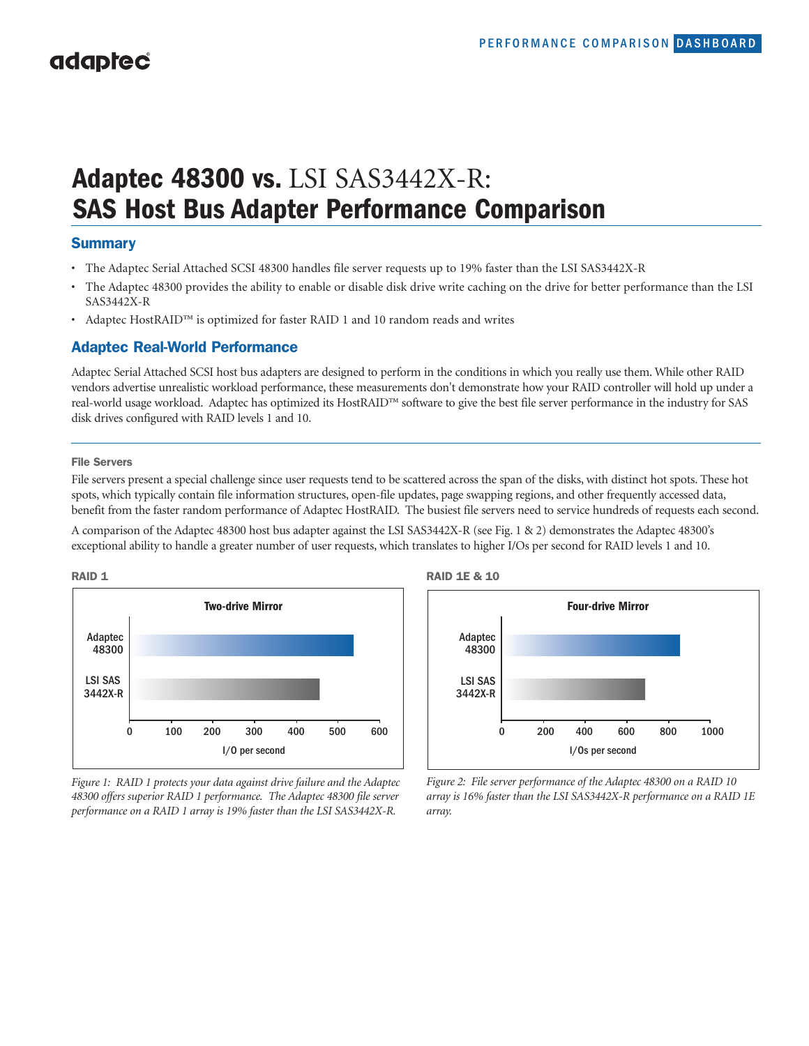# Adaptec 48300 vs. LSI SAS3442X-R: SAS Host Bus Adapter Performance Comparison

## Summary

- The Adaptec Serial Attached SCSI 48300 handles file server requests up to 19% faster than the LSI SAS3442X-R
- The Adaptec 48300 provides the ability to enable or disable disk drive write caching on the drive for better performance than the LSI SAS3442X-R
- Adaptec HostRAID™ is optimized for faster RAID 1 and 10 random reads and writes

## Adaptec Real-World Performance

Adaptec Serial Attached SCSI host bus adapters are designed to perform in the conditions in which you really use them. While other RAID vendors advertise unrealistic workload performance, these measurements don't demonstrate how your RAID controller will hold up under a real-world usage workload. Adaptec has optimized its HostRAID™ software to give the best file server performance in the industry for SAS disk drives configured with RAID levels 1 and 10.

### File Servers

File servers present a special challenge since user requests tend to be scattered across the span of the disks, with distinct hot spots. These hot spots, which typically contain file information structures, open-file updates, page swapping regions, and other frequently accessed data, benefit from the faster random performance of Adaptec HostRAID. The busiest file servers need to service hundreds of requests each second.

A comparison of the Adaptec 48300 host bus adapter against the LSI SAS3442X-R (see Fig. 1 & 2) demonstrates the Adaptec 48300's exceptional ability to handle a greater number of user requests, which translates to higher I/Os per second for RAID levels 1 and 10.

**RAID 1**

Two-drive Mirror

*Figure 1: RAID 1 protects your data against drive failure and the Adaptec 48300 offers superior RAID 1 performance. The Adaptec 48300 file server performance on a RAID 1 array is 19% faster than the LSI SAS3442X-R.*

**RAID 1E & 10**

Four-drive Mirror

*Figure 2: File server performance of the Adaptec 48300 on a RAID 10 array is 16% faster than the LSI SAS3442X-R performance on a RAID 1E array.*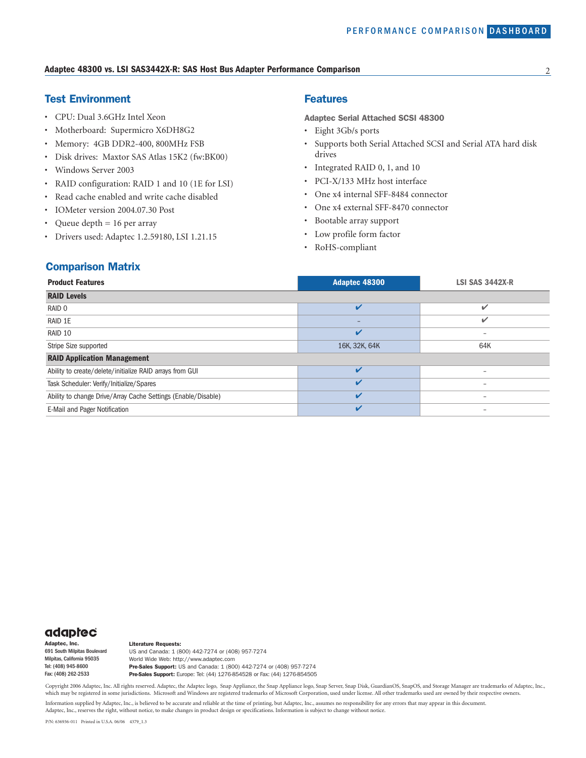## Test Environment

- CPU: Dual 3.6GHz Intel Xeon
- Motherboard: Supermicro X6DH8G2
- Memory: 4GB DDR2-400, 800MHz FSB
- Disk drives: Maxtor SAS Atlas 15K2 (fw:BK00)
- Windows Server 2003
- RAID configuration: RAID 1 and 10 (1E for LSI)
- Read cache enabled and write cache disabled
- IOMeter version 2004.07.30 Post
- Queue depth = 16 per array
- Drivers used: Adaptec 1.2.59180, LSI 1.21.15

## Features

**Adaptec Serial Attached SCSI 48300**

- Eight 3Gb/s ports
- Supports both Serial Attached SCSI and Serial ATA hard disk drives
- Integrated RAID 0, 1, and 10
- PCI-X/133 MHz host interface
- One x4 internal SFF-8484 connector
- One x4 external SFF-8470 connector
- Bootable array support
- Low profile form factor
- RoHS-compliant

## Comparison Matrix

| Product Features | Adaptec 48300 | LSI SAS 3442X-R |
|---|---|---|
| **RAID Levels** | | |
| RAID 0 | ✔ | ✔ |
| RAID 1E | – | ✔ |
| RAID 10 | ✔ | – |
| Stripe Size supported | 16K, 32K, 64K | 64K |
| **RAID Application Management** | | |
| Ability to create/delete/initialize RAID arrays from GUI | ✔ | – |
| Task Scheduler: Verify/Initialize/Spares | ✔ | – |
| Ability to change Drive/Array Cache Settings (Enable/Disable) | ✔ | – |
| E-Mail and Pager Notification | ✔ | – |

adaptec

**Adaptec, Inc.**
691 South Milpitas Boulevard
Milpitas, California 95035
Tel: (408) 945-8600
Fax: (408) 262-2533

**Literature Requests:**
US and Canada: 1 (800) 442-7274 or (408) 957-7274
World Wide Web: http://www.adaptec.com
**Pre-Sales Support:** US and Canada: 1 (800) 442-7274 or (408) 957-7274
**Pre-Sales Support:** Europe: Tel: (44) 1276-854528 or Fax: (44) 1276-854505

Copyright 2006 Adaptec, Inc. All rights reserved. Adaptec, the Adaptec logo, Snap Appliance, the Snap Appliance logo, Snap Server, Snap Disk, GuardianOS, SnapOS, and Storage Manager are trademarks of Adaptec, Inc., which may be registered in some jurisdictions. Microsoft and Windows are registered trademarks of Microsoft Corporation, used under license. All other trademarks used are owned by their respective owners.

Information supplied by Adaptec, Inc., is believed to be accurate and reliable at the time of printing, but Adaptec, Inc., assumes no responsibility for any errors that may appear in this document. Adaptec, Inc., reserves the right, without notice, to make changes in product design or specifications. Information is subject to change without notice.

P/N: 636936-011 Printed in U.S.A. 06/06 4379_1.3